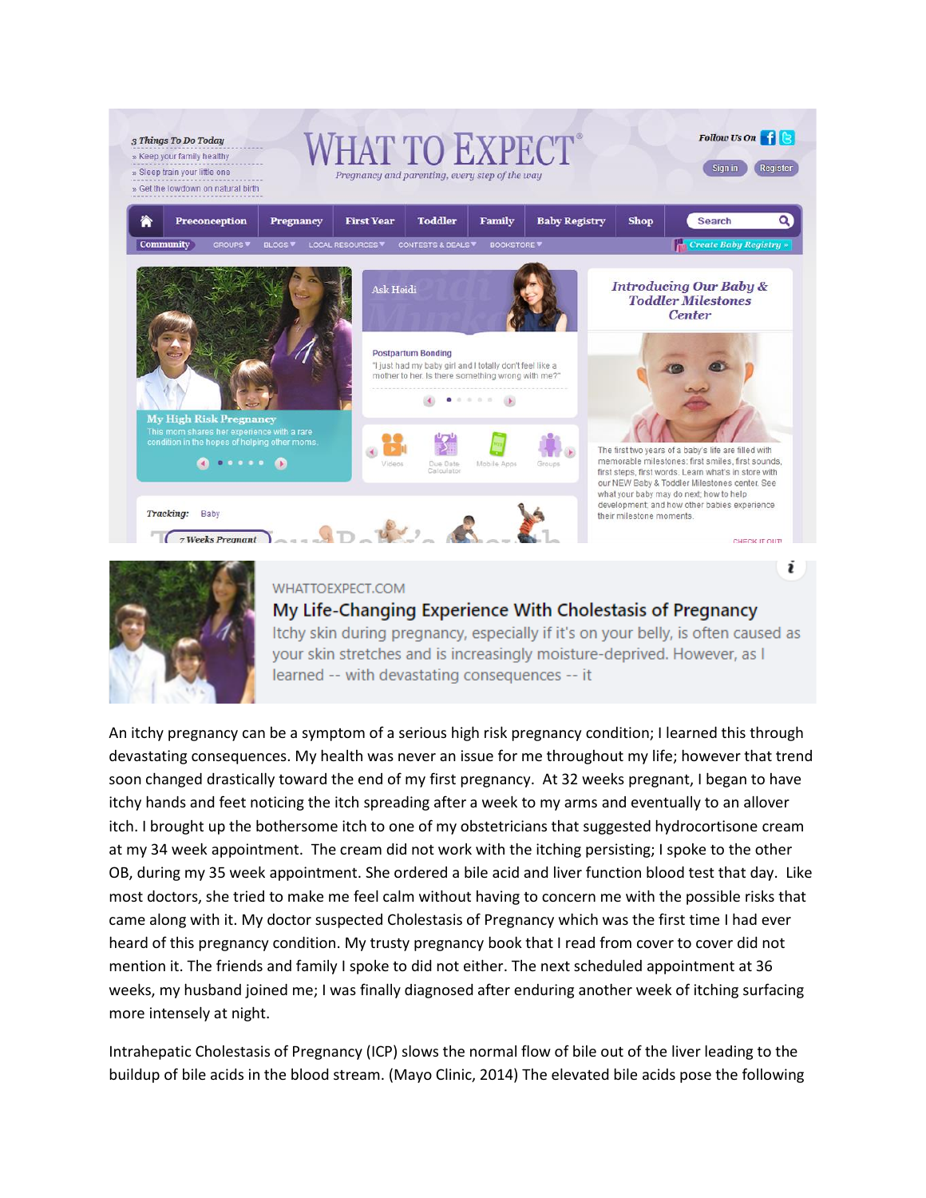An itchy pregnancy can be a symptom of a serious high risk pregnancy condition; I learned this through devastating consequences. My health was never an issue for me throughout my life; however that trend soon changed drastically toward the end of my first pregnancy. At 32 weeks pregnant, I began to have itchy hands and feet noticing the itch spreading after a week to my arms and eventually to an allover itch. I brought up the bothersome itch to one of my obstetricians that suggested hydrocortisone cream at my 34 week appointment. The cream did not work with the itching persisting; I spoke to the other OB, during my 35 week appointment. She ordered a bile acid and liver function blood test that day. Like most doctors, she tried to make me feel calm without having to concern me with the possible risks that came along with it. My doctor suspected Cholestasis of Pregnancy which was the first time I had ever heard of this pregnancy condition. My trusty pregnancy book that I read from cover to cover did not mention it. The friends and family I spoke to did not either. The next scheduled appointment at 36 weeks, my husband joined me; I was finally diagnosed after enduring another week of itching surfacing more intensely at night.

Intrahepatic Cholestasis of Pregnancy (ICP) slows the normal flow of bile out of the liver leading to the buildup of bile acids in the blood stream. (Mayo Clinic, 2014) The elevated bile acids pose the following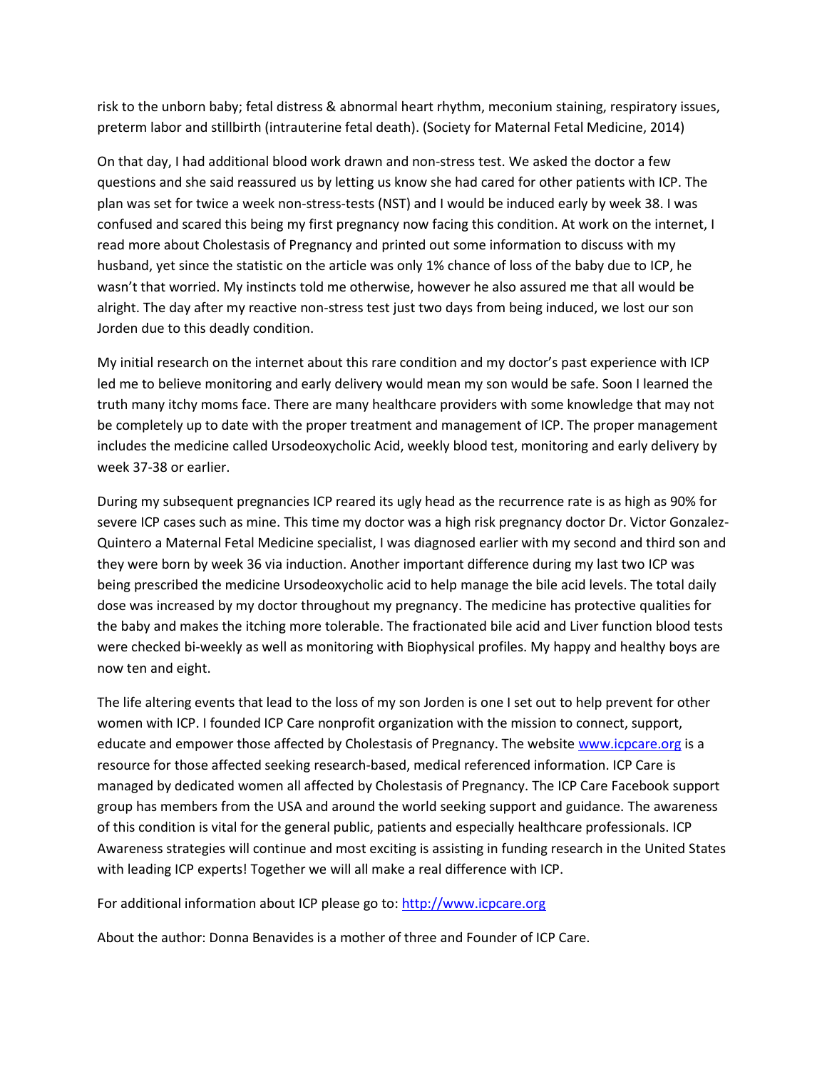risk to the unborn baby; fetal distress & abnormal heart rhythm, meconium staining, respiratory issues, preterm labor and stillbirth (intrauterine fetal death). (Society for Maternal Fetal Medicine, 2014)

On that day, I had additional blood work drawn and non-stress test. We asked the doctor a few questions and she said reassured us by letting us know she had cared for other patients with ICP. The plan was set for twice a week non-stress-tests (NST) and I would be induced early by week 38. I was confused and scared this being my first pregnancy now facing this condition. At work on the internet, I read more about Cholestasis of Pregnancy and printed out some information to discuss with my husband, yet since the statistic on the article was only 1% chance of loss of the baby due to ICP, he wasn't that worried. My instincts told me otherwise, however he also assured me that all would be alright. The day after my reactive non-stress test just two days from being induced, we lost our son Jorden due to this deadly condition.

My initial research on the internet about this rare condition and my doctor's past experience with ICP led me to believe monitoring and early delivery would mean my son would be safe. Soon I learned the truth many itchy moms face. There are many healthcare providers with some knowledge that may not be completely up to date with the proper treatment and management of ICP. The proper management includes the medicine called Ursodeoxycholic Acid, weekly blood test, monitoring and early delivery by week 37-38 or earlier.

During my subsequent pregnancies ICP reared its ugly head as the recurrence rate is as high as 90% for severe ICP cases such as mine. This time my doctor was a high risk pregnancy doctor Dr. Victor Gonzalez-Quintero a Maternal Fetal Medicine specialist, I was diagnosed earlier with my second and third son and they were born by week 36 via induction. Another important difference during my last two ICP was being prescribed the medicine Ursodeoxycholic acid to help manage the bile acid levels. The total daily dose was increased by my doctor throughout my pregnancy. The medicine has protective qualities for the baby and makes the itching more tolerable. The fractionated bile acid and Liver function blood tests were checked bi-weekly as well as monitoring with Biophysical profiles. My happy and healthy boys are now ten and eight.

The life altering events that lead to the loss of my son Jorden is one I set out to help prevent for other women with ICP. I founded ICP Care nonprofit organization with the mission to connect, support, educate and empower those affected by Cholestasis of Pregnancy. The website [www.icpcare.org](http://www.icpcare.org) is a resource for those affected seeking research-based, medical referenced information. ICP Care is managed by dedicated women all affected by Cholestasis of Pregnancy. The ICP Care Facebook support group has members from the USA and around the world seeking support and guidance. The awareness of this condition is vital for the general public, patients and especially healthcare professionals. ICP Awareness strategies will continue and most exciting is assisting in funding research in the United States with leading ICP experts! Together we will all make a real difference with ICP.

For additional information about ICP please go to: [http://www.icpcare.org](http://www.icpcare.org)

About the author: Donna Benavides is a mother of three and Founder of ICP Care.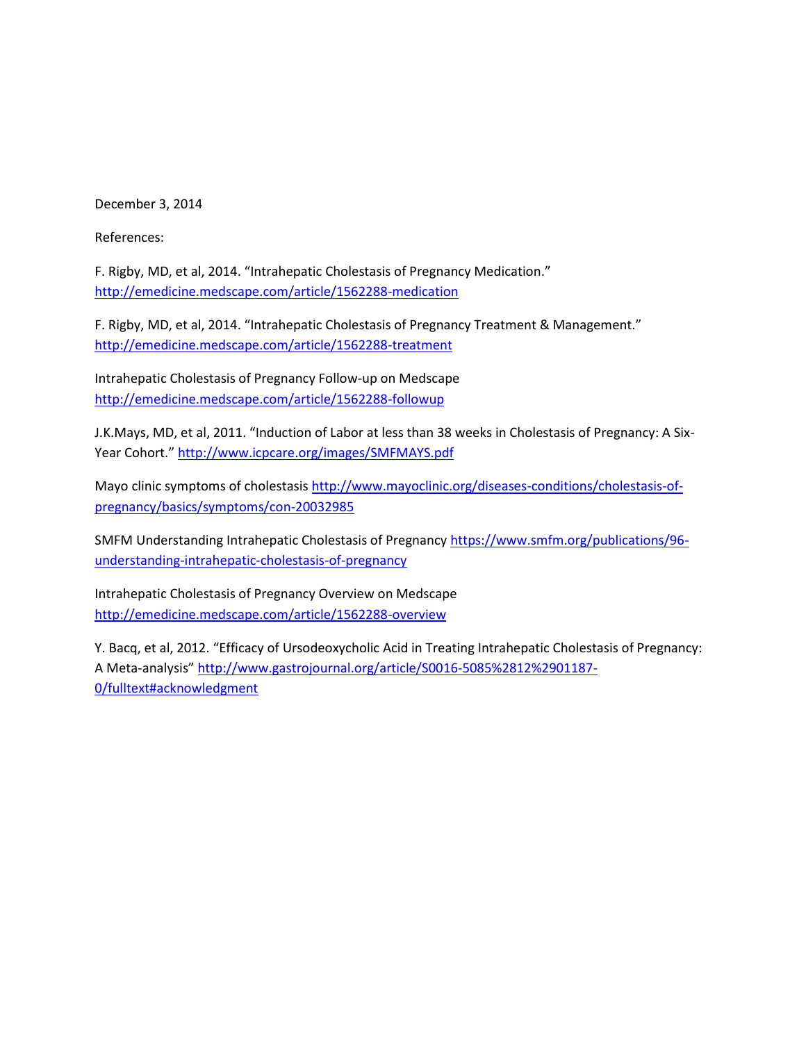December 3, 2014

References:

F. Rigby, MD, et al, 2014. "Intrahepatic Cholestasis of Pregnancy Medication." http://emedicine.medscape.com/article/1562288-medication

F. Rigby, MD, et al, 2014. "Intrahepatic Cholestasis of Pregnancy Treatment & Management." http://emedicine.medscape.com/article/1562288-treatment

Intrahepatic Cholestasis of Pregnancy Follow-up on Medscape http://emedicine.medscape.com/article/1562288-followup

J.K.Mays, MD, et al, 2011. "Induction of Labor at less than 38 weeks in Cholestasis of Pregnancy: A Six-Year Cohort." http://www.icpcare.org/images/SMFMAYS.pdf

Mayo clinic symptoms of cholestasis http://www.mayoclinic.org/diseases-conditions/cholestasis-of-pregnancy/basics/symptoms/con-20032985

SMFM Understanding Intrahepatic Cholestasis of Pregnancy https://www.smfm.org/publications/96-understanding-intrahepatic-cholestasis-of-pregnancy

Intrahepatic Cholestasis of Pregnancy Overview on Medscape http://emedicine.medscape.com/article/1562288-overview

Y. Bacq, et al, 2012. "Efficacy of Ursodeoxycholic Acid in Treating Intrahepatic Cholestasis of Pregnancy: A Meta-analysis" http://www.gastrojournal.org/article/S0016-5085%2812%2901187-0/fulltext#acknowledgment